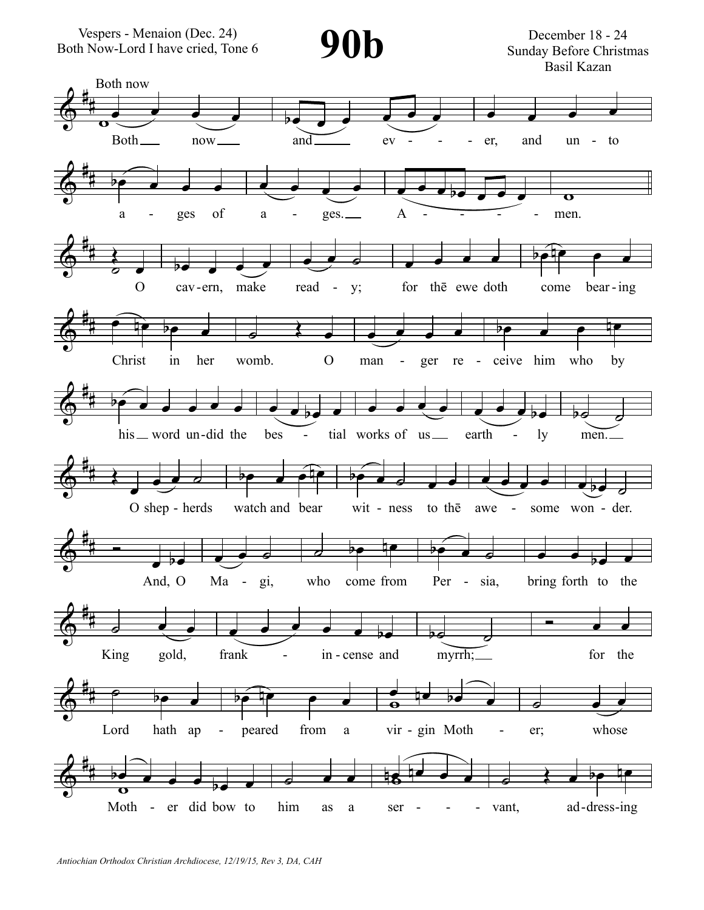Vespers - Menaion (Dec. 24)
Both Now-Lord I have cried, Tone 6

# 90b

December 18 - 24
Sunday Before Christmas
Basil Kazan

Both now

Both now and ever, and unto ages of ages. Amen.

O cavern, make ready; for thē ewe doth come bearing Christ in her womb. O manger receive him who by his word undid the bestial works of us earthly men. O shepherds watch and bear witness to thē awesome wonder. And, O Magi, who come from Persia, bring forth to the King gold, frankincense and myrrh; for the Lord hath appeared from a virgin Mother; whose Mother did bow to him as a servant, addressing

*Antiochian Orthodox Christian Archdiocese, 12/19/15, Rev 3, DA, CAH*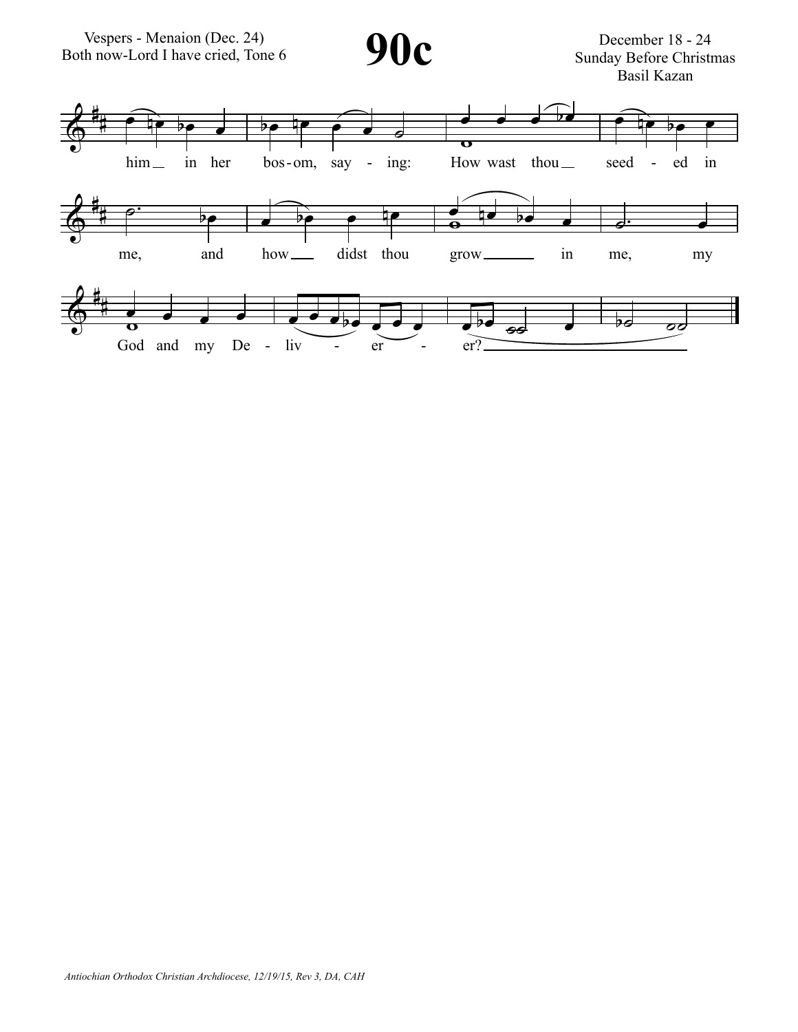Vespers - Menaion (Dec. 24)
Both now-Lord I have cried, Tone 6

# 90c

December 18 - 24
Sunday Before Christmas
Basil Kazan

him in her bos-om, say - ing: How wast thou seed - ed in me, and how didst thou grow in me, my God and my De - liv - er - er?

*Antiochian Orthodox Christian Archdiocese, 12/19/15, Rev 3, DA, CAH*